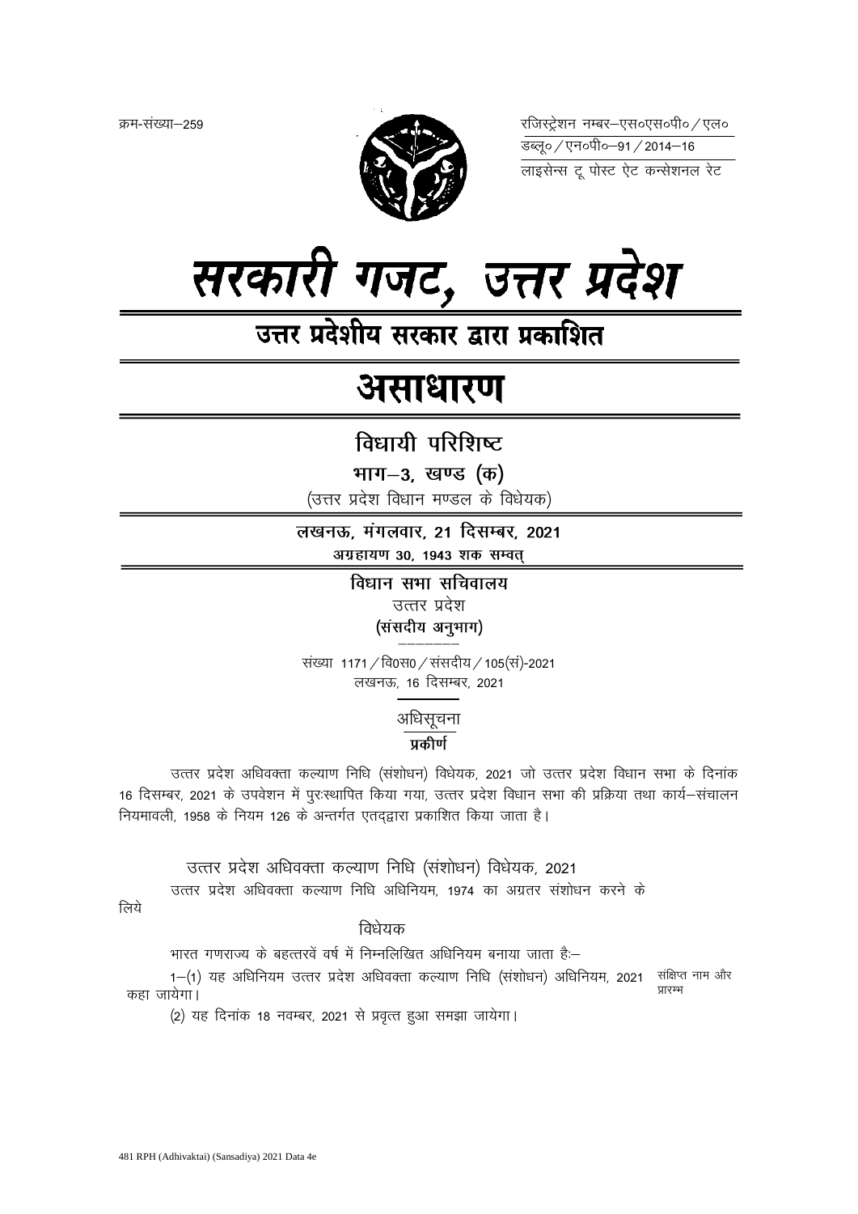क्रम-संख्या–259

रजिस्ट्रेशन नम्बर–एस०एस०पी० / एल०
डब्लू० / एन०पी०–91 / 2014–16
लाइसेन्स टू पोस्ट ऐट कन्सेशनल रेट

# सरकारी गजट, उत्तर प्रदेश

## उत्तर प्रदेशीय सरकार द्वारा प्रकाशित

# असाधारण

## विधायी परिशिष्ट

### भाग–3, खण्ड (क)

(उत्तर प्रदेश विधान मण्डल के विधेयक)

**लखनऊ, मंगलवार, 21 दिसम्बर, 2021**

**अग्रहायण 30, 1943 शक सम्वत्**

**विधान सभा सचिवालय**

उत्तर प्रदेश

**(संसदीय अनुभाग)**

संख्या 1171 / वि0स0 / संसदीय / 105(सं)-2021
लखनऊ, 16 दिसम्बर, 2021

अधिसूचना

**प्रकीर्ण**

उत्तर प्रदेश अधिवक्ता कल्याण निधि (संशोधन) विधेयक, 2021 जो उत्तर प्रदेश विधान सभा के दिनांक 16 दिसम्बर, 2021 के उपवेशन में पुरःस्थापित किया गया, उत्तर प्रदेश विधान सभा की प्रक्रिया तथा कार्य–संचालन नियमावली, 1958 के नियम 126 के अन्तर्गत एतद्द्वारा प्रकाशित किया जाता है।

उत्तर प्रदेश अधिवक्ता कल्याण निधि (संशोधन) विधेयक, 2021

उत्तर प्रदेश अधिवक्ता कल्याण निधि अधिनियम, 1974 का अग्रतर संशोधन करने के लिये

विधेयक

भारत गणराज्य के बहत्तरवें वर्ष में निम्नलिखित अधिनियम बनाया जाता हैः–

संक्षिप्त नाम और प्रारम्भ

1–(1) यह अधिनियम उत्तर प्रदेश अधिवक्ता कल्याण निधि (संशोधन) अधिनियम, 2021 कहा जायेगा।

(2) यह दिनांक 18 नवम्बर, 2021 से प्रवृत्त हुआ समझा जायेगा।

481 RPH (Adhivaktai) (Sansadiya) 2021 Data 4e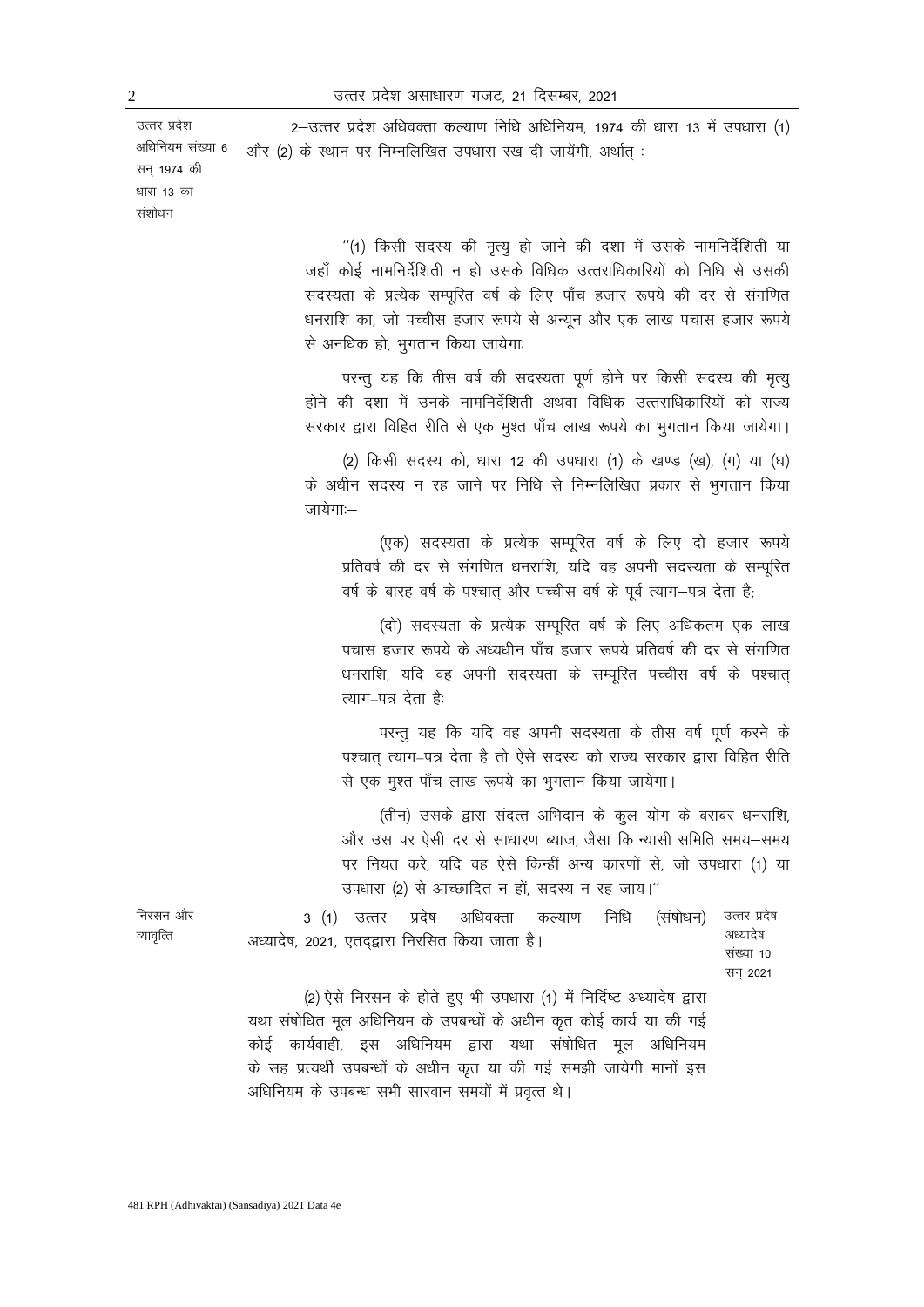उत्तर प्रदेश अधिनियम संख्या 6 सन् 1974 की धारा 13 का संशोधन

2–उत्तर प्रदेश अधिवक्ता कल्याण निधि अधिनियम, 1974 की धारा 13 में उपधारा (1) और (2) के स्थान पर निम्नलिखित उपधारा रख दी जायेंगी, अर्थात् :–

''(1) किसी सदस्य की मृत्यु हो जाने की दशा में उसके नामनिर्देशिती या जहाँ कोई नामनिर्देशिती न हो उसके विधिक उत्तराधिकारियों को निधि से उसकी सदस्यता के प्रत्येक सम्पूरित वर्ष के लिए पाँच हजार रूपये की दर से संगणित धनराशि का, जो पच्चीस हजार रूपये से अन्यून और एक लाख पचास हजार रूपये से अनधिक हो, भुगतान किया जायेगाः

परन्तु यह कि तीस वर्ष की सदस्यता पूर्ण होने पर किसी सदस्य की मृत्यु होने की दशा में उनके नामनिर्देशिती अथवा विधिक उत्तराधिकारियों को राज्य सरकार द्वारा विहित रीति से एक मुश्त पाँच लाख रूपये का भुगतान किया जायेगा।

(2) किसी सदस्य को, धारा 12 की उपधारा (1) के खण्ड (ख), (ग) या (घ) के अधीन सदस्य न रह जाने पर निधि से निम्नलिखित प्रकार से भुगतान किया जायेगाः–

(एक) सदस्यता के प्रत्येक सम्पूरित वर्ष के लिए दो हजार रूपये प्रतिवर्ष की दर से संगणित धनराशि, यदि वह अपनी सदस्यता के सम्पूरित वर्ष के बारह वर्ष के पश्चात् और पच्चीस वर्ष के पूर्व त्याग–पत्र देता है;

(दो) सदस्यता के प्रत्येक सम्पूरित वर्ष के लिए अधिकतम एक लाख पचास हजार रूपये के अध्यधीन पाँच हजार रूपये प्रतिवर्ष की दर से संगणित धनराशि, यदि वह अपनी सदस्यता के सम्पूरित पच्चीस वर्ष के पश्चात् त्याग–पत्र देता हैः

परन्तु यह कि यदि वह अपनी सदस्यता के तीस वर्ष पूर्ण करने के पश्चात् त्याग–पत्र देता है तो ऐसे सदस्य को राज्य सरकार द्वारा विहित रीति से एक मुश्त पाँच लाख रूपये का भुगतान किया जायेगा।

(तीन) उसके द्वारा संदत्त अभिदान के कुल योग के बराबर धनराशि, और उस पर ऐसी दर से साधारण ब्याज, जैसा कि न्यासी समिति समय–समय पर नियत करे, यदि वह ऐसे किन्हीं अन्य कारणों से, जो उपधारा (1) या उपधारा (2) से आच्छादित न हों, सदस्य न रह जाय।''

निरसन और व्यावृत्ति

3–(1) उत्तर प्रदेष अधिवक्ता कल्याण निधि (संशोधन) अध्यादेष, 2021, एतद्द्वारा निरसित किया जाता है। (उत्तर प्रदेष अध्यादेष संख्या 10 सन् 2021)

(2) ऐसे निरसन के होते हुए भी उपधारा (1) में निर्दिष्ट अध्यादेष द्वारा यथा संषोधित मूल अधिनियम के उपबन्धों के अधीन कृत कोई कार्य या की गई कोई कार्यवाही, इस अधिनियम द्वारा यथा संषोधित मूल अधिनियम के सह प्रत्यर्थी उपबन्धों के अधीन कृत या की गई समझी जायेगी मानों इस अधिनियम के उपबन्ध सभी सारवान समयों में प्रवृत्त थे।

481 RPH (Adhivaktai) (Sansadiya) 2021 Data 4e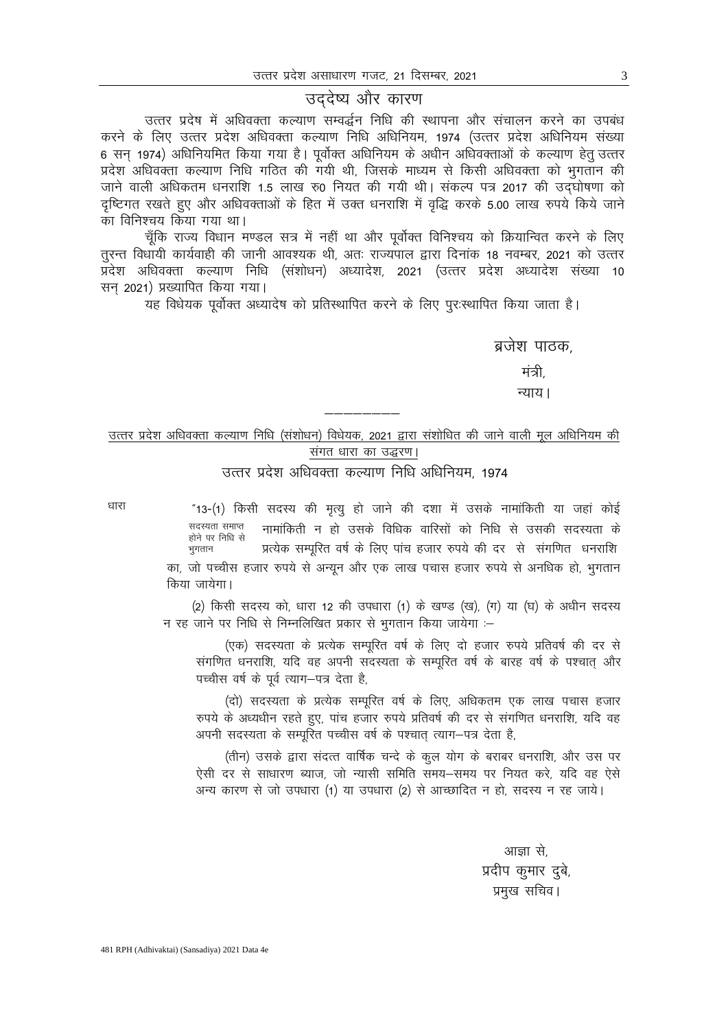## उद्देष्य और कारण

उत्तर प्रदेश में अधिवक्ता कल्याण सम्वर्द्धन निधि की स्थापना और संचालन करने का उपबंध करने के लिए उत्तर प्रदेश अधिवक्ता कल्याण निधि अधिनियम, 1974 (उत्तर प्रदेश अधिनियम संख्या 6 सन् 1974) अधिनियमित किया गया है। पूर्वोक्त अधिनियम के अधीन अधिवक्ताओं के कल्याण हेतु उत्तर प्रदेश अधिवक्ता कल्याण निधि गठित की गयी थी, जिसके माध्यम से किसी अधिवक्ता को भुगतान की जाने वाली अधिकतम धनराशि 1.5 लाख रु0 नियत की गयी थी। संकल्प पत्र 2017 की उद्घोषणा को दृष्टिगत रखते हुए और अधिवक्ताओं के हित में उक्त धनराशि में वृद्धि करके 5.00 लाख रुपये किये जाने का विनिश्चय किया गया था।

चूँकि राज्य विधान मण्डल सत्र में नहीं था और पूर्वोक्त विनिश्चय को क्रियान्वित करने के लिए तुरन्त विधायी कार्यवाही की जानी आवश्यक थी, अतः राज्यपाल द्वारा दिनांक 18 नवम्बर, 2021 को उत्तर प्रदेश अधिवक्ता कल्याण निधि (संशोधन) अध्यादेश, 2021 (उत्तर प्रदेश अध्यादेश संख्या 10 सन् 2021) प्रख्यापित किया गया।

यह विधेयक पूर्वोक्त अध्यादेष को प्रतिस्थापित करने के लिए पुरःस्थापित किया जाता है।

ब्रजेश पाठक,
मंत्री,
न्याय।

---

उत्तर प्रदेश अधिवक्ता कल्याण निधि (संशोधन) विधेयक, 2021 द्वारा संशोधित की जाने वाली मूल अधिनियम की संगत धारा का उद्धरण।

### उत्तर प्रदेश अधिवक्ता कल्याण निधि अधिनियम, 1974

धारा

सदस्यता समाप्त होने पर निधि से भुगतान

"13-(1) किसी सदस्य की मृत्यु हो जाने की दशा में उसके नामांकिती या जहां कोई नामांकिती न हो उसके विधिक वारिसों को निधि से उसकी सदस्यता के प्रत्येक सम्पूरित वर्ष के लिए पांच हजार रुपये की दर से संगणित धनराशि का, जो पच्चीस हजार रुपये से अन्यून और एक लाख पचास हजार रुपये से अनधिक हो, भुगतान किया जायेगा।

(2) किसी सदस्य को, धारा 12 की उपधारा (1) के खण्ड (ख), (ग) या (घ) के अधीन सदस्य न रह जाने पर निधि से निम्नलिखित प्रकार से भुगतान किया जायेगा :–

(एक) सदस्यता के प्रत्येक सम्पूरित वर्ष के लिए दो हजार रुपये प्रतिवर्ष की दर से संगणित धनराशि, यदि वह अपनी सदस्यता के सम्पूरित वर्ष के बारह वर्ष के पश्चात् और पच्चीस वर्ष के पूर्व त्याग–पत्र देता है,

(दो) सदस्यता के प्रत्येक सम्पूरित वर्ष के लिए, अधिकतम एक लाख पचास हजार रुपये के अध्यधीन रहते हुए, पांच हजार रुपये प्रतिवर्ष की दर से संगणित धनराशि, यदि वह अपनी सदस्यता के सम्पूरित पच्चीस वर्ष के पश्चात् त्याग–पत्र देता है,

(तीन) उसके द्वारा संदत्त वार्षिक चन्दे के कुल योग के बराबर धनराशि, और उस पर ऐसी दर से साधारण ब्याज, जो न्यासी समिति समय–समय पर नियत करे, यदि वह ऐसे अन्य कारण से जो उपधारा (1) या उपधारा (2) से आच्छादित न हो, सदस्य न रह जाये।

आज्ञा से,
प्रदीप कुमार दुबे,
प्रमुख सचिव।

481 RPH (Adhivaktai) (Sansadiya) 2021 Data 4e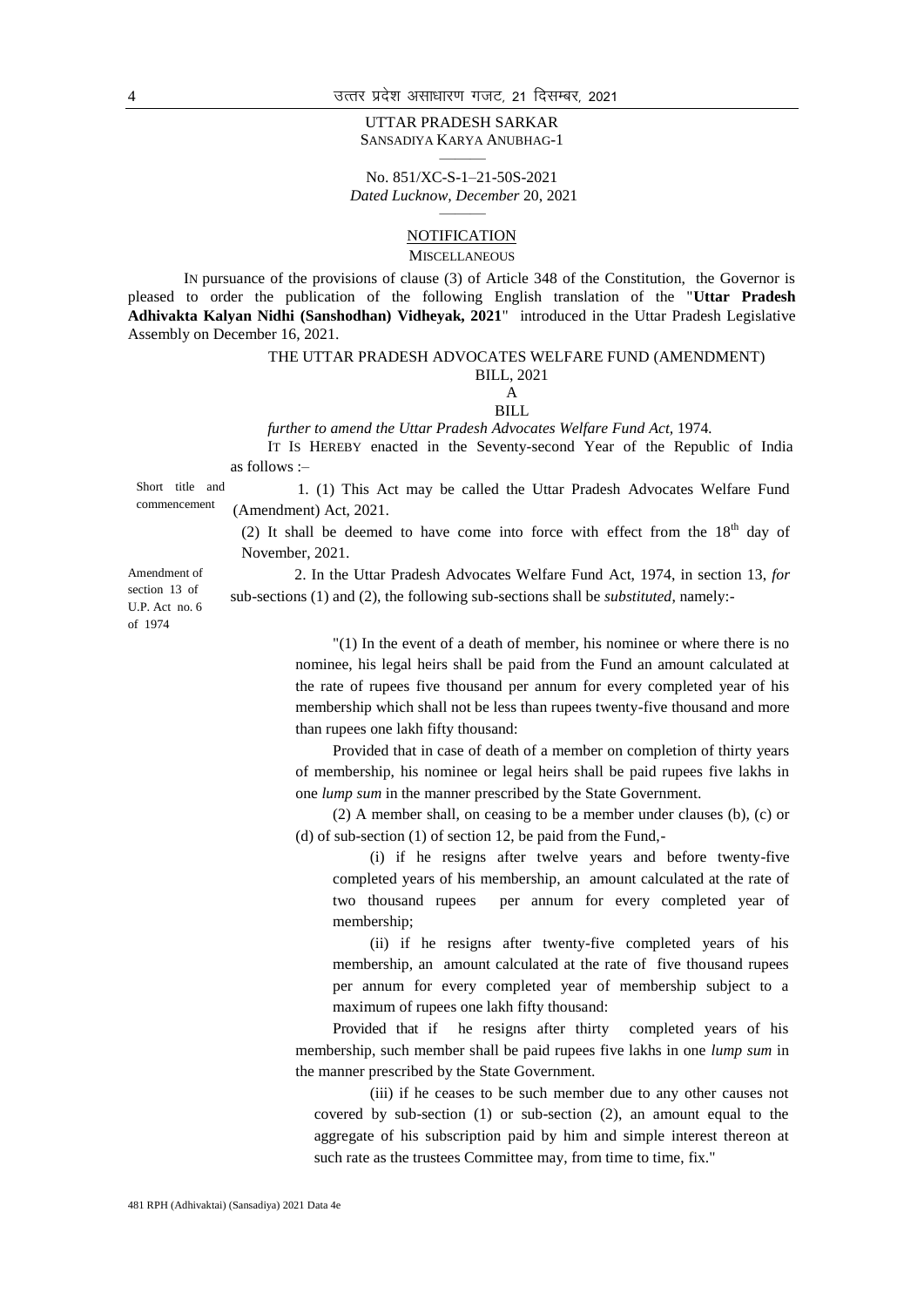UTTAR PRADESH SARKAR
SANSADIYA KARYA ANUBHAG-1

No. 851/XC-S-1–21-50S-2021
*Dated Lucknow, December* 20, 2021

NOTIFICATION
MISCELLANEOUS

IN pursuance of the provisions of clause (3) of Article 348 of the Constitution, the Governor is pleased to order the publication of the following English translation of the "**Uttar Pradesh Adhivakta Kalyan Nidhi (Sanshodhan) Vidheyak, 2021**" introduced in the Uttar Pradesh Legislative Assembly on December 16, 2021.

## THE UTTAR PRADESH ADVOCATES WELFARE FUND (AMENDMENT) BILL, 2021

A

BILL

*further to amend the Uttar Pradesh Advocates Welfare Fund Act*, 1974.

IT IS HEREBY enacted in the Seventy-second Year of the Republic of India as follows :–

Short title and commencement

1. (1) This Act may be called the Uttar Pradesh Advocates Welfare Fund (Amendment) Act, 2021.

(2) It shall be deemed to have come into force with effect from the 18th day of November, 2021.

Amendment of section 13 of U.P. Act no. 6 of 1974

2. In the Uttar Pradesh Advocates Welfare Fund Act, 1974, in section 13, *for* sub-sections (1) and (2), the following sub-sections shall be *substituted*, namely:-

"(1) In the event of a death of member, his nominee or where there is no nominee, his legal heirs shall be paid from the Fund an amount calculated at the rate of rupees five thousand per annum for every completed year of his membership which shall not be less than rupees twenty-five thousand and more than rupees one lakh fifty thousand:

Provided that in case of death of a member on completion of thirty years of membership, his nominee or legal heirs shall be paid rupees five lakhs in one *lump sum* in the manner prescribed by the State Government.

(2) A member shall, on ceasing to be a member under clauses (b), (c) or (d) of sub-section (1) of section 12, be paid from the Fund,-

(i) if he resigns after twelve years and before twenty-five completed years of his membership, an amount calculated at the rate of two thousand rupees per annum for every completed year of membership;

(ii) if he resigns after twenty-five completed years of his membership, an amount calculated at the rate of five thousand rupees per annum for every completed year of membership subject to a maximum of rupees one lakh fifty thousand:

Provided that if he resigns after thirty completed years of his membership, such member shall be paid rupees five lakhs in one *lump sum* in the manner prescribed by the State Government.

(iii) if he ceases to be such member due to any other causes not covered by sub-section (1) or sub-section (2), an amount equal to the aggregate of his subscription paid by him and simple interest thereon at such rate as the trustees Committee may, from time to time, fix."

481 RPH (Adhivaktai) (Sansadiya) 2021 Data 4e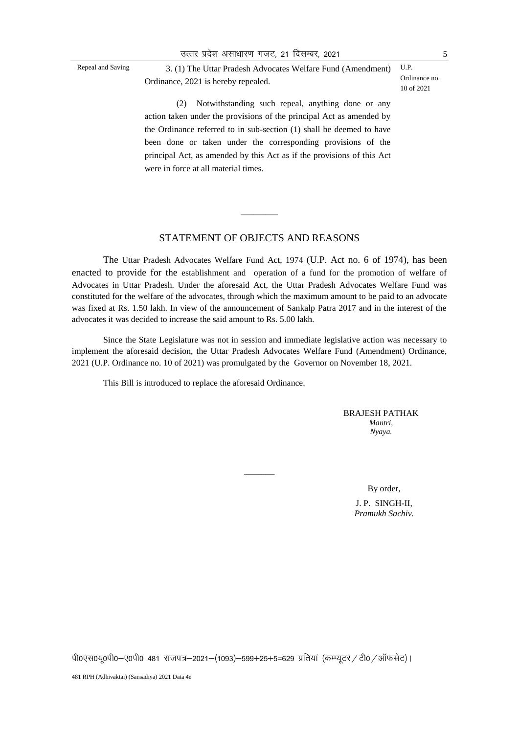Repeal and Saving

3. (1) The Uttar Pradesh Advocates Welfare Fund (Amendment) Ordinance, 2021 is hereby repealed.

U.P. Ordinance no. 10 of 2021

(2) Notwithstanding such repeal, anything done or any action taken under the provisions of the principal Act as amended by the Ordinance referred to in sub-section (1) shall be deemed to have been done or taken under the corresponding provisions of the principal Act, as amended by this Act as if the provisions of this Act were in force at all material times.

---

## STATEMENT OF OBJECTS AND REASONS

The Uttar Pradesh Advocates Welfare Fund Act, 1974 (U.P. Act no. 6 of 1974), has been enacted to provide for the establishment and operation of a fund for the promotion of welfare of Advocates in Uttar Pradesh. Under the aforesaid Act, the Uttar Pradesh Advocates Welfare Fund was constituted for the welfare of the advocates, through which the maximum amount to be paid to an advocate was fixed at Rs. 1.50 lakh. In view of the announcement of Sankalp Patra 2017 and in the interest of the advocates it was decided to increase the said amount to Rs. 5.00 lakh.

Since the State Legislature was not in session and immediate legislative action was necessary to implement the aforesaid decision, the Uttar Pradesh Advocates Welfare Fund (Amendment) Ordinance, 2021 (U.P. Ordinance no. 10 of 2021) was promulgated by the Governor on November 18, 2021.

This Bill is introduced to replace the aforesaid Ordinance.

BRAJESH PATHAK
*Mantri,*
*Nyaya.*

---

By order,

J. P. SINGH-II,
*Pramukh Sachiv.*

पी0एस0यू0पी0–ए0पी0 481 राजपत्र–2021–(1093)–599+25+5=629 प्रतियां (कम्प्यूटर / टी0 / ऑफसेट)।

481 RPH (Adhivaktai) (Sansadiya) 2021 Data 4e